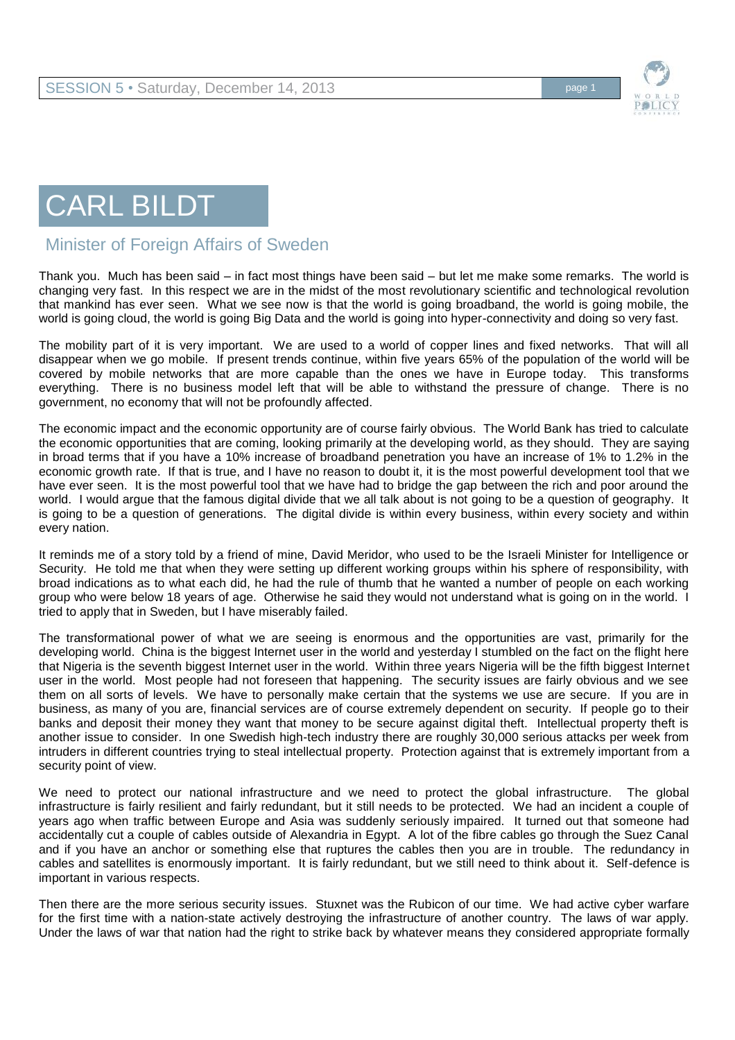# CARL BILDT

## Minister of Foreign Affairs of Sweden

Thank you. Much has been said – in fact most things have been said – but let me make some remarks. The world is changing very fast. In this respect we are in the midst of the most revolutionary scientific and technological revolution that mankind has ever seen. What we see now is that the world is going broadband, the world is going mobile, the world is going cloud, the world is going Big Data and the world is going into hyper-connectivity and doing so very fast.

The mobility part of it is very important. We are used to a world of copper lines and fixed networks. That will all disappear when we go mobile. If present trends continue, within five years 65% of the population of the world will be covered by mobile networks that are more capable than the ones we have in Europe today. This transforms everything. There is no business model left that will be able to withstand the pressure of change. There is no government, no economy that will not be profoundly affected.

The economic impact and the economic opportunity are of course fairly obvious. The World Bank has tried to calculate the economic opportunities that are coming, looking primarily at the developing world, as they should. They are saying in broad terms that if you have a 10% increase of broadband penetration you have an increase of 1% to 1.2% in the economic growth rate. If that is true, and I have no reason to doubt it, it is the most powerful development tool that we have ever seen. It is the most powerful tool that we have had to bridge the gap between the rich and poor around the world. I would argue that the famous digital divide that we all talk about is not going to be a question of geography. It is going to be a question of generations. The digital divide is within every business, within every society and within every nation.

It reminds me of a story told by a friend of mine, David Meridor, who used to be the Israeli Minister for Intelligence or Security. He told me that when they were setting up different working groups within his sphere of responsibility, with broad indications as to what each did, he had the rule of thumb that he wanted a number of people on each working group who were below 18 years of age. Otherwise he said they would not understand what is going on in the world. I tried to apply that in Sweden, but I have miserably failed.

The transformational power of what we are seeing is enormous and the opportunities are vast, primarily for the developing world. China is the biggest Internet user in the world and yesterday I stumbled on the fact on the flight here that Nigeria is the seventh biggest Internet user in the world. Within three years Nigeria will be the fifth biggest Internet user in the world. Most people had not foreseen that happening. The security issues are fairly obvious and we see them on all sorts of levels. We have to personally make certain that the systems we use are secure. If you are in business, as many of you are, financial services are of course extremely dependent on security. If people go to their banks and deposit their money they want that money to be secure against digital theft. Intellectual property theft is another issue to consider. In one Swedish high-tech industry there are roughly 30,000 serious attacks per week from intruders in different countries trying to steal intellectual property. Protection against that is extremely important from a security point of view.

We need to protect our national infrastructure and we need to protect the global infrastructure. The global infrastructure is fairly resilient and fairly redundant, but it still needs to be protected. We had an incident a couple of years ago when traffic between Europe and Asia was suddenly seriously impaired. It turned out that someone had accidentally cut a couple of cables outside of Alexandria in Egypt. A lot of the fibre cables go through the Suez Canal and if you have an anchor or something else that ruptures the cables then you are in trouble. The redundancy in cables and satellites is enormously important. It is fairly redundant, but we still need to think about it. Self-defence is important in various respects.

Then there are the more serious security issues. Stuxnet was the Rubicon of our time. We had active cyber warfare for the first time with a nation-state actively destroying the infrastructure of another country. The laws of war apply. Under the laws of war that nation had the right to strike back by whatever means they considered appropriate formally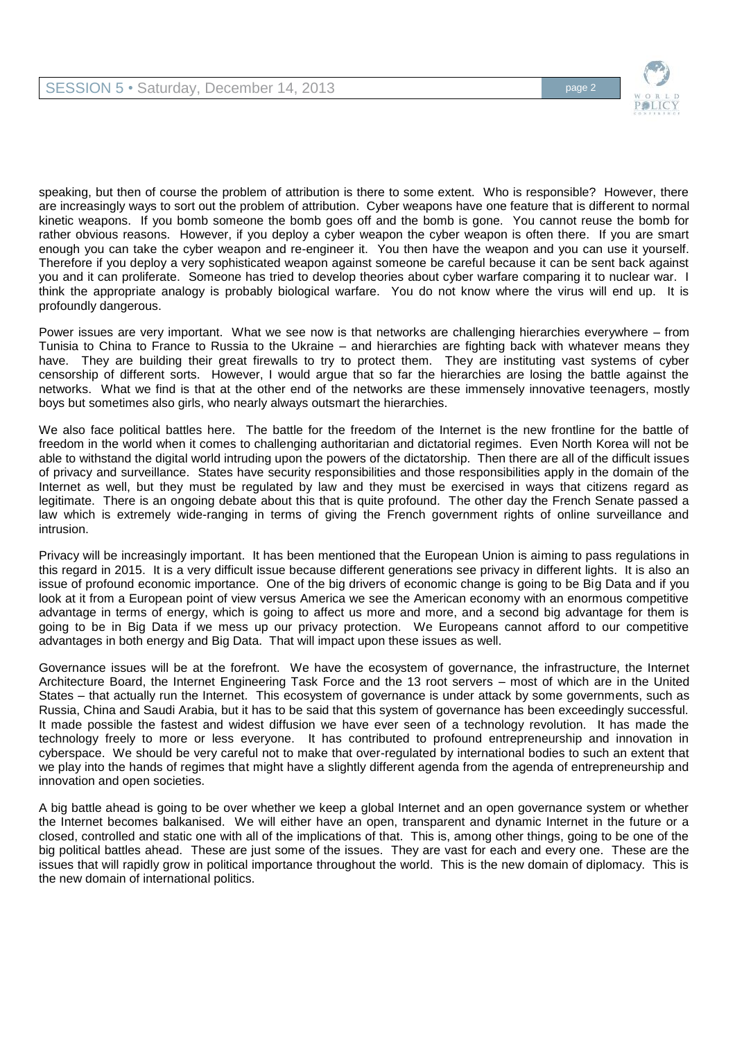speaking, but then of course the problem of attribution is there to some extent. Who is responsible? However, there are increasingly ways to sort out the problem of attribution. Cyber weapons have one feature that is different to normal kinetic weapons. If you bomb someone the bomb goes off and the bomb is gone. You cannot reuse the bomb for rather obvious reasons. However, if you deploy a cyber weapon the cyber weapon is often there. If you are smart enough you can take the cyber weapon and re-engineer it. You then have the weapon and you can use it yourself. Therefore if you deploy a very sophisticated weapon against someone be careful because it can be sent back against you and it can proliferate. Someone has tried to develop theories about cyber warfare comparing it to nuclear war. I think the appropriate analogy is probably biological warfare. You do not know where the virus will end up. It is profoundly dangerous.

Power issues are very important. What we see now is that networks are challenging hierarchies everywhere – from Tunisia to China to France to Russia to the Ukraine – and hierarchies are fighting back with whatever means they have. They are building their great firewalls to try to protect them. They are instituting vast systems of cyber censorship of different sorts. However, I would argue that so far the hierarchies are losing the battle against the networks. What we find is that at the other end of the networks are these immensely innovative teenagers, mostly boys but sometimes also girls, who nearly always outsmart the hierarchies.

We also face political battles here. The battle for the freedom of the Internet is the new frontline for the battle of freedom in the world when it comes to challenging authoritarian and dictatorial regimes. Even North Korea will not be able to withstand the digital world intruding upon the powers of the dictatorship. Then there are all of the difficult issues of privacy and surveillance. States have security responsibilities and those responsibilities apply in the domain of the Internet as well, but they must be regulated by law and they must be exercised in ways that citizens regard as legitimate. There is an ongoing debate about this that is quite profound. The other day the French Senate passed a law which is extremely wide-ranging in terms of giving the French government rights of online surveillance and intrusion.

Privacy will be increasingly important. It has been mentioned that the European Union is aiming to pass regulations in this regard in 2015. It is a very difficult issue because different generations see privacy in different lights. It is also an issue of profound economic importance. One of the big drivers of economic change is going to be Big Data and if you look at it from a European point of view versus America we see the American economy with an enormous competitive advantage in terms of energy, which is going to affect us more and more, and a second big advantage for them is going to be in Big Data if we mess up our privacy protection. We Europeans cannot afford to our competitive advantages in both energy and Big Data. That will impact upon these issues as well.

Governance issues will be at the forefront. We have the ecosystem of governance, the infrastructure, the Internet Architecture Board, the Internet Engineering Task Force and the 13 root servers – most of which are in the United States – that actually run the Internet. This ecosystem of governance is under attack by some governments, such as Russia, China and Saudi Arabia, but it has to be said that this system of governance has been exceedingly successful. It made possible the fastest and widest diffusion we have ever seen of a technology revolution. It has made the technology freely to more or less everyone. It has contributed to profound entrepreneurship and innovation in cyberspace. We should be very careful not to make that over-regulated by international bodies to such an extent that we play into the hands of regimes that might have a slightly different agenda from the agenda of entrepreneurship and innovation and open societies.

A big battle ahead is going to be over whether we keep a global Internet and an open governance system or whether the Internet becomes balkanised. We will either have an open, transparent and dynamic Internet in the future or a closed, controlled and static one with all of the implications of that. This is, among other things, going to be one of the big political battles ahead. These are just some of the issues. They are vast for each and every one. These are the issues that will rapidly grow in political importance throughout the world. This is the new domain of diplomacy. This is the new domain of international politics.